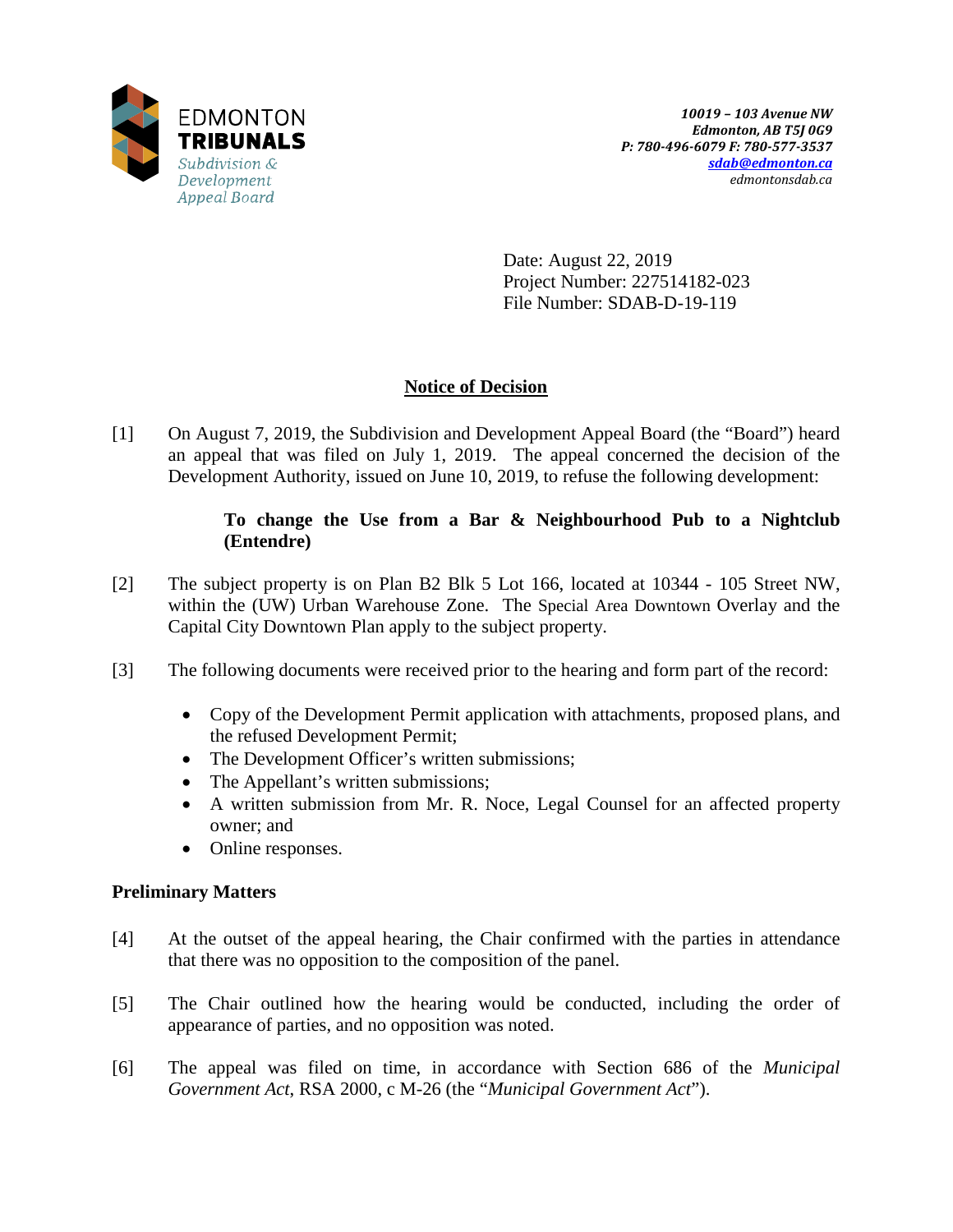EDMONTON **TRIBUNALS**
*Subdivision & Development Appeal Board*

*10019 – 103 Avenue NW*
*Edmonton, AB T5J 0G9*
*P: 780-496-6079 F: 780-577-3537*
*sdab@edmonton.ca*
*edmontonsdab.ca*

Date: August 22, 2019
Project Number: 227514182-023
File Number: SDAB-D-19-119

## Notice of Decision

[1] On August 7, 2019, the Subdivision and Development Appeal Board (the "Board") heard an appeal that was filed on July 1, 2019. The appeal concerned the decision of the Development Authority, issued on June 10, 2019, to refuse the following development:

> **To change the Use from a Bar & Neighbourhood Pub to a Nightclub (Entendre)**

[2] The subject property is on Plan B2 Blk 5 Lot 166, located at 10344 - 105 Street NW, within the (UW) Urban Warehouse Zone. The Special Area Downtown Overlay and the Capital City Downtown Plan apply to the subject property.

[3] The following documents were received prior to the hearing and form part of the record:

- Copy of the Development Permit application with attachments, proposed plans, and the refused Development Permit;
- The Development Officer's written submissions;
- The Appellant's written submissions;
- A written submission from Mr. R. Noce, Legal Counsel for an affected property owner; and
- Online responses.

### Preliminary Matters

[4] At the outset of the appeal hearing, the Chair confirmed with the parties in attendance that there was no opposition to the composition of the panel.

[5] The Chair outlined how the hearing would be conducted, including the order of appearance of parties, and no opposition was noted.

[6] The appeal was filed on time, in accordance with Section 686 of the *Municipal Government Act*, RSA 2000, c M-26 (the "*Municipal Government Act*").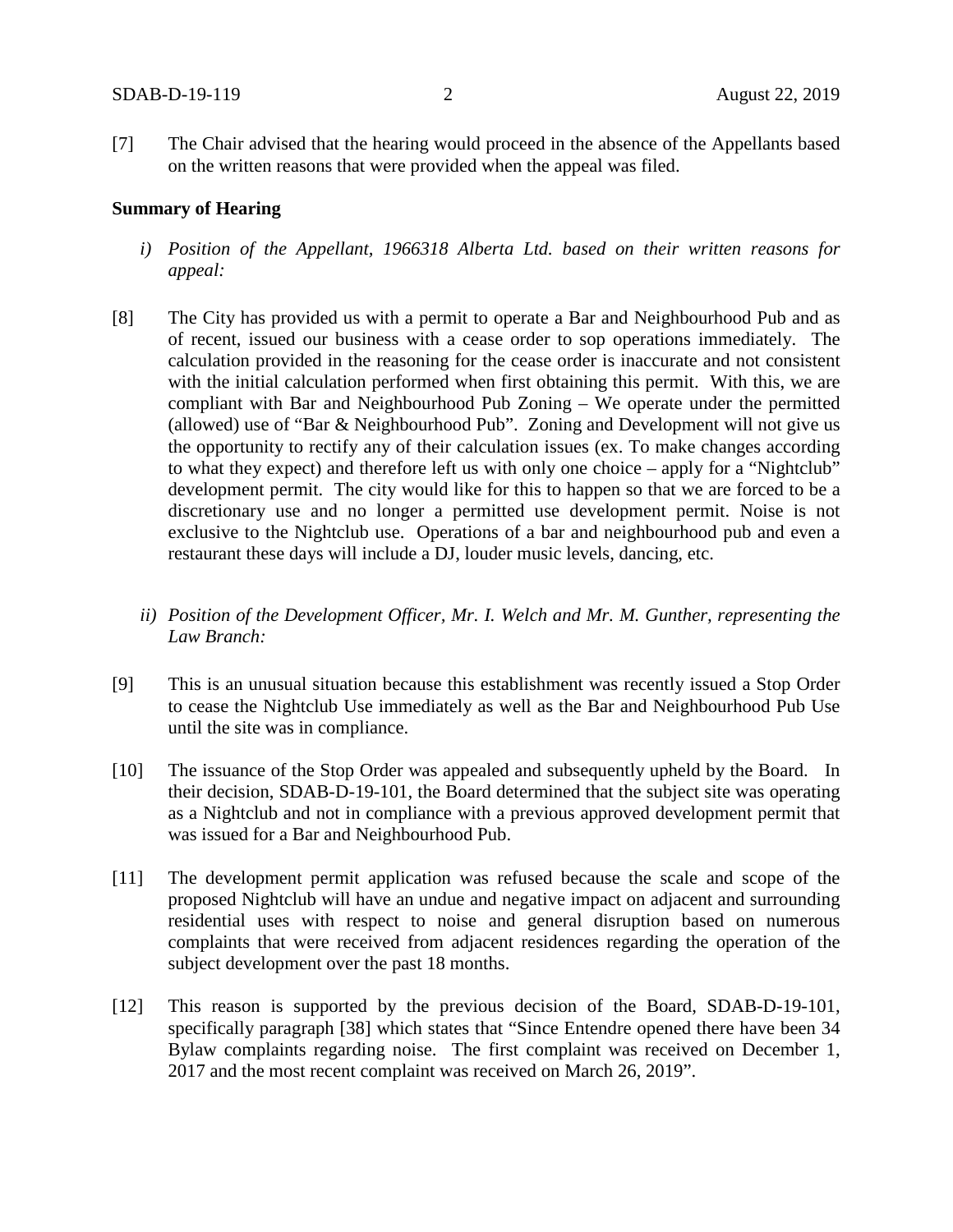[7] The Chair advised that the hearing would proceed in the absence of the Appellants based on the written reasons that were provided when the appeal was filed.

**Summary of Hearing**

*i) Position of the Appellant, 1966318 Alberta Ltd. based on their written reasons for appeal:*

[8] The City has provided us with a permit to operate a Bar and Neighbourhood Pub and as of recent, issued our business with a cease order to sop operations immediately. The calculation provided in the reasoning for the cease order is inaccurate and not consistent with the initial calculation performed when first obtaining this permit. With this, we are compliant with Bar and Neighbourhood Pub Zoning – We operate under the permitted (allowed) use of "Bar & Neighbourhood Pub". Zoning and Development will not give us the opportunity to rectify any of their calculation issues (ex. To make changes according to what they expect) and therefore left us with only one choice – apply for a "Nightclub" development permit. The city would like for this to happen so that we are forced to be a discretionary use and no longer a permitted use development permit. Noise is not exclusive to the Nightclub use. Operations of a bar and neighbourhood pub and even a restaurant these days will include a DJ, louder music levels, dancing, etc.

*ii) Position of the Development Officer, Mr. I. Welch and Mr. M. Gunther, representing the Law Branch:*

[9] This is an unusual situation because this establishment was recently issued a Stop Order to cease the Nightclub Use immediately as well as the Bar and Neighbourhood Pub Use until the site was in compliance.

[10] The issuance of the Stop Order was appealed and subsequently upheld by the Board. In their decision, SDAB-D-19-101, the Board determined that the subject site was operating as a Nightclub and not in compliance with a previous approved development permit that was issued for a Bar and Neighbourhood Pub.

[11] The development permit application was refused because the scale and scope of the proposed Nightclub will have an undue and negative impact on adjacent and surrounding residential uses with respect to noise and general disruption based on numerous complaints that were received from adjacent residences regarding the operation of the subject development over the past 18 months.

[12] This reason is supported by the previous decision of the Board, SDAB-D-19-101, specifically paragraph [38] which states that "Since Entendre opened there have been 34 Bylaw complaints regarding noise. The first complaint was received on December 1, 2017 and the most recent complaint was received on March 26, 2019".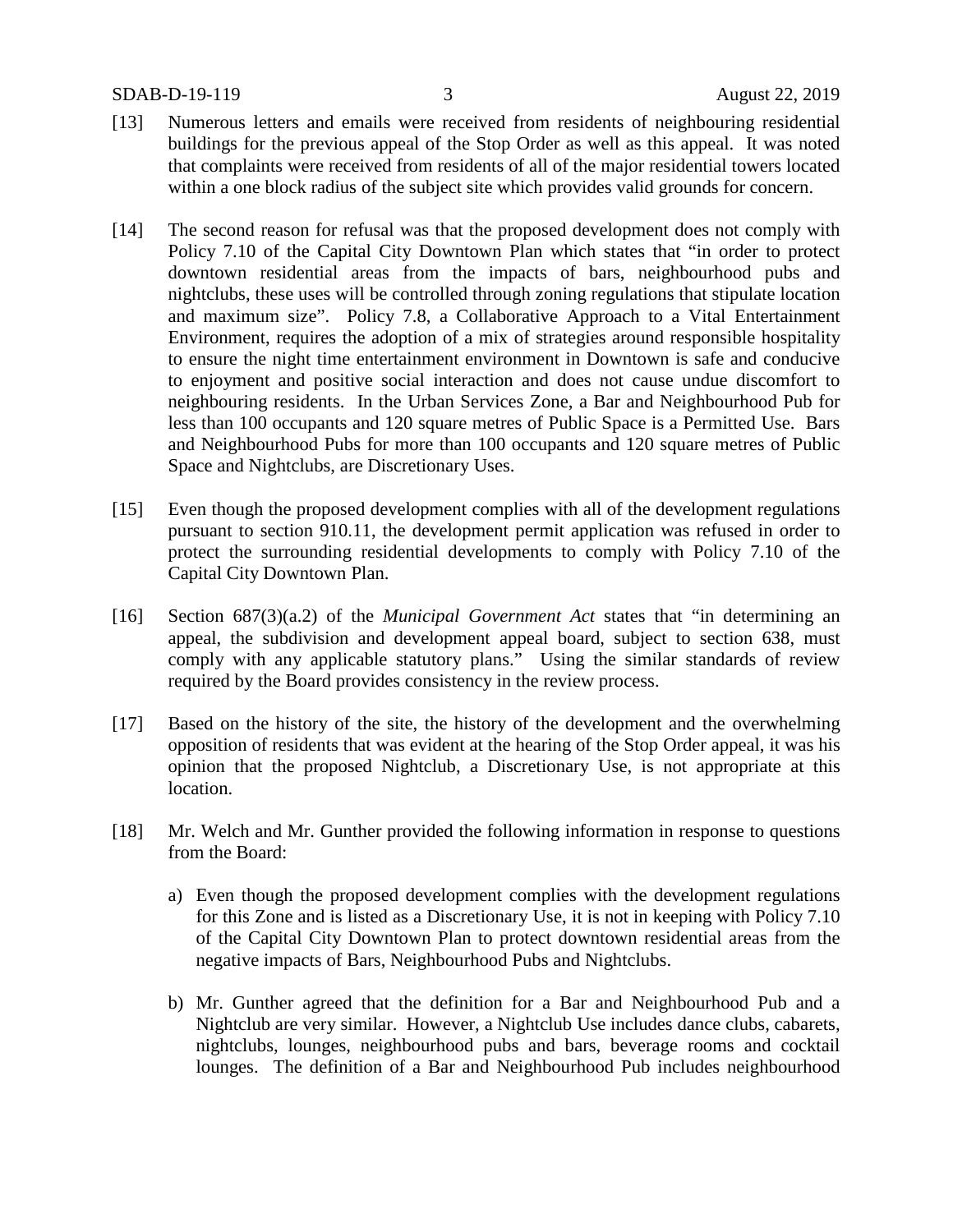[13] Numerous letters and emails were received from residents of neighbouring residential buildings for the previous appeal of the Stop Order as well as this appeal. It was noted that complaints were received from residents of all of the major residential towers located within a one block radius of the subject site which provides valid grounds for concern.

[14] The second reason for refusal was that the proposed development does not comply with Policy 7.10 of the Capital City Downtown Plan which states that "in order to protect downtown residential areas from the impacts of bars, neighbourhood pubs and nightclubs, these uses will be controlled through zoning regulations that stipulate location and maximum size". Policy 7.8, a Collaborative Approach to a Vital Entertainment Environment, requires the adoption of a mix of strategies around responsible hospitality to ensure the night time entertainment environment in Downtown is safe and conducive to enjoyment and positive social interaction and does not cause undue discomfort to neighbouring residents. In the Urban Services Zone, a Bar and Neighbourhood Pub for less than 100 occupants and 120 square metres of Public Space is a Permitted Use. Bars and Neighbourhood Pubs for more than 100 occupants and 120 square metres of Public Space and Nightclubs, are Discretionary Uses.

[15] Even though the proposed development complies with all of the development regulations pursuant to section 910.11, the development permit application was refused in order to protect the surrounding residential developments to comply with Policy 7.10 of the Capital City Downtown Plan.

[16] Section 687(3)(a.2) of the *Municipal Government Act* states that "in determining an appeal, the subdivision and development appeal board, subject to section 638, must comply with any applicable statutory plans." Using the similar standards of review required by the Board provides consistency in the review process.

[17] Based on the history of the site, the history of the development and the overwhelming opposition of residents that was evident at the hearing of the Stop Order appeal, it was his opinion that the proposed Nightclub, a Discretionary Use, is not appropriate at this location.

[18] Mr. Welch and Mr. Gunther provided the following information in response to questions from the Board:

a) Even though the proposed development complies with the development regulations for this Zone and is listed as a Discretionary Use, it is not in keeping with Policy 7.10 of the Capital City Downtown Plan to protect downtown residential areas from the negative impacts of Bars, Neighbourhood Pubs and Nightclubs.

b) Mr. Gunther agreed that the definition for a Bar and Neighbourhood Pub and a Nightclub are very similar. However, a Nightclub Use includes dance clubs, cabarets, nightclubs, lounges, neighbourhood pubs and bars, beverage rooms and cocktail lounges. The definition of a Bar and Neighbourhood Pub includes neighbourhood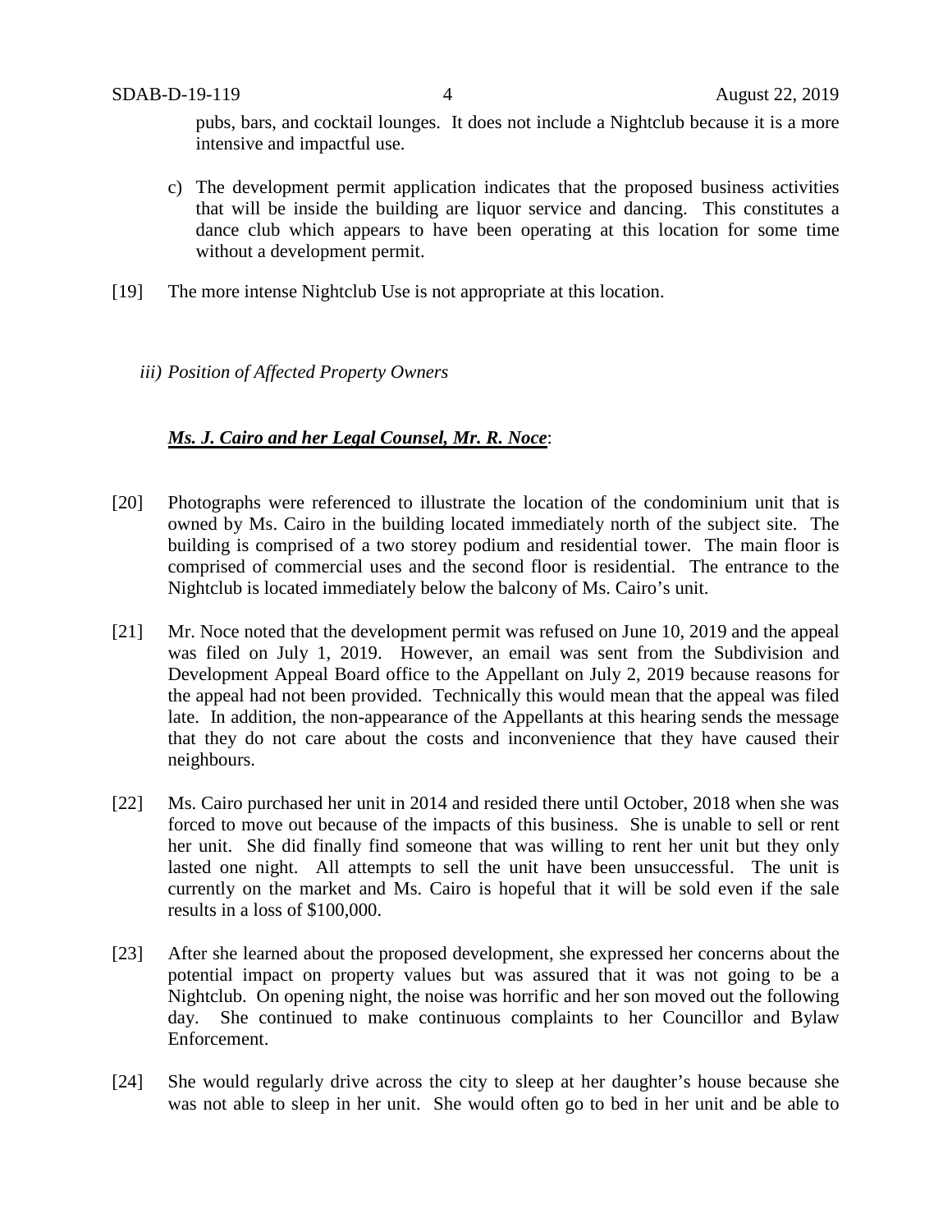pubs, bars, and cocktail lounges. It does not include a Nightclub because it is a more intensive and impactful use.

c) The development permit application indicates that the proposed business activities that will be inside the building are liquor service and dancing. This constitutes a dance club which appears to have been operating at this location for some time without a development permit.

[19] The more intense Nightclub Use is not appropriate at this location.

*iii) Position of Affected Property Owners*

***<u>Ms. J. Cairo and her Legal Counsel, Mr. R. Noce</u>***:

[20] Photographs were referenced to illustrate the location of the condominium unit that is owned by Ms. Cairo in the building located immediately north of the subject site. The building is comprised of a two storey podium and residential tower. The main floor is comprised of commercial uses and the second floor is residential. The entrance to the Nightclub is located immediately below the balcony of Ms. Cairo's unit.

[21] Mr. Noce noted that the development permit was refused on June 10, 2019 and the appeal was filed on July 1, 2019. However, an email was sent from the Subdivision and Development Appeal Board office to the Appellant on July 2, 2019 because reasons for the appeal had not been provided. Technically this would mean that the appeal was filed late. In addition, the non-appearance of the Appellants at this hearing sends the message that they do not care about the costs and inconvenience that they have caused their neighbours.

[22] Ms. Cairo purchased her unit in 2014 and resided there until October, 2018 when she was forced to move out because of the impacts of this business. She is unable to sell or rent her unit. She did finally find someone that was willing to rent her unit but they only lasted one night. All attempts to sell the unit have been unsuccessful. The unit is currently on the market and Ms. Cairo is hopeful that it will be sold even if the sale results in a loss of $100,000.

[23] After she learned about the proposed development, she expressed her concerns about the potential impact on property values but was assured that it was not going to be a Nightclub. On opening night, the noise was horrific and her son moved out the following day. She continued to make continuous complaints to her Councillor and Bylaw Enforcement.

[24] She would regularly drive across the city to sleep at her daughter's house because she was not able to sleep in her unit. She would often go to bed in her unit and be able to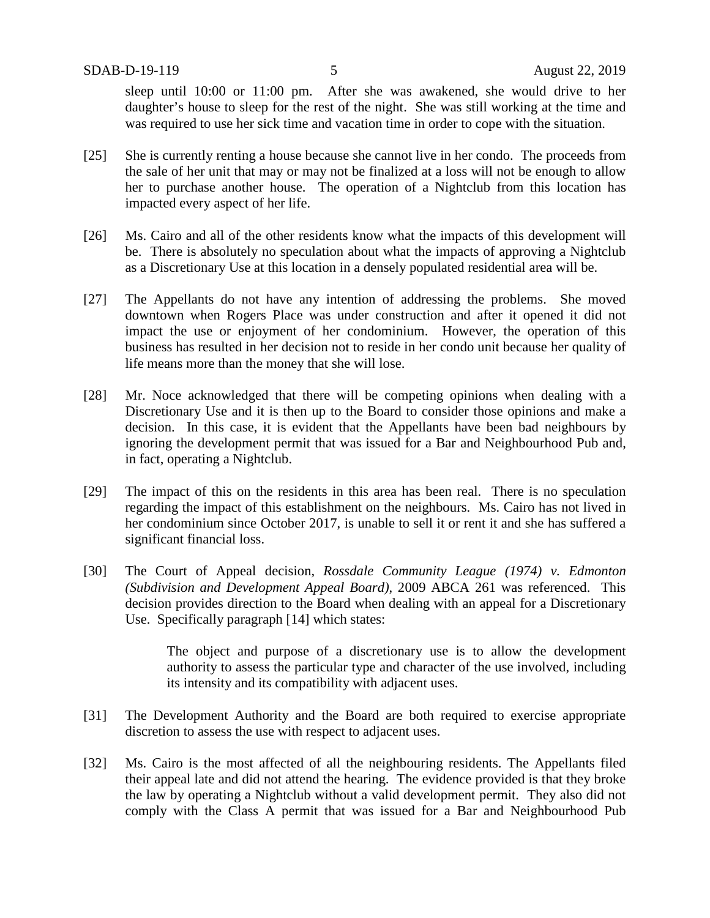sleep until 10:00 or 11:00 pm. After she was awakened, she would drive to her daughter's house to sleep for the rest of the night. She was still working at the time and was required to use her sick time and vacation time in order to cope with the situation.

[25] She is currently renting a house because she cannot live in her condo. The proceeds from the sale of her unit that may or may not be finalized at a loss will not be enough to allow her to purchase another house. The operation of a Nightclub from this location has impacted every aspect of her life.

[26] Ms. Cairo and all of the other residents know what the impacts of this development will be. There is absolutely no speculation about what the impacts of approving a Nightclub as a Discretionary Use at this location in a densely populated residential area will be.

[27] The Appellants do not have any intention of addressing the problems. She moved downtown when Rogers Place was under construction and after it opened it did not impact the use or enjoyment of her condominium. However, the operation of this business has resulted in her decision not to reside in her condo unit because her quality of life means more than the money that she will lose.

[28] Mr. Noce acknowledged that there will be competing opinions when dealing with a Discretionary Use and it is then up to the Board to consider those opinions and make a decision. In this case, it is evident that the Appellants have been bad neighbours by ignoring the development permit that was issued for a Bar and Neighbourhood Pub and, in fact, operating a Nightclub.

[29] The impact of this on the residents in this area has been real. There is no speculation regarding the impact of this establishment on the neighbours. Ms. Cairo has not lived in her condominium since October 2017, is unable to sell it or rent it and she has suffered a significant financial loss.

[30] The Court of Appeal decision, *Rossdale Community League (1974) v. Edmonton (Subdivision and Development Appeal Board)*, 2009 ABCA 261 was referenced. This decision provides direction to the Board when dealing with an appeal for a Discretionary Use. Specifically paragraph [14] which states:

> The object and purpose of a discretionary use is to allow the development authority to assess the particular type and character of the use involved, including its intensity and its compatibility with adjacent uses.

[31] The Development Authority and the Board are both required to exercise appropriate discretion to assess the use with respect to adjacent uses.

[32] Ms. Cairo is the most affected of all the neighbouring residents. The Appellants filed their appeal late and did not attend the hearing. The evidence provided is that they broke the law by operating a Nightclub without a valid development permit. They also did not comply with the Class A permit that was issued for a Bar and Neighbourhood Pub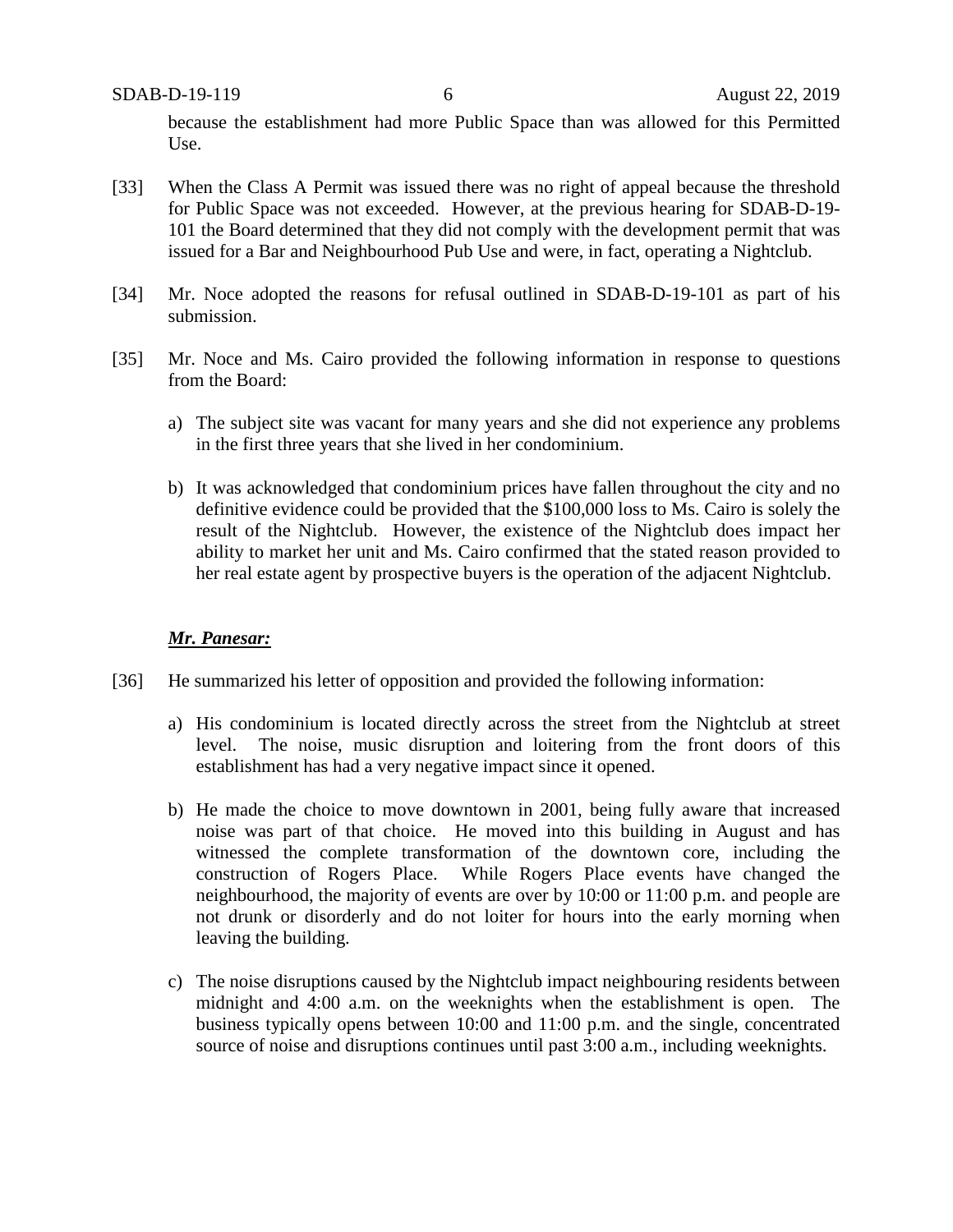because the establishment had more Public Space than was allowed for this Permitted Use.

[33] When the Class A Permit was issued there was no right of appeal because the threshold for Public Space was not exceeded. However, at the previous hearing for SDAB-D-19-101 the Board determined that they did not comply with the development permit that was issued for a Bar and Neighbourhood Pub Use and were, in fact, operating a Nightclub.

[34] Mr. Noce adopted the reasons for refusal outlined in SDAB-D-19-101 as part of his submission.

[35] Mr. Noce and Ms. Cairo provided the following information in response to questions from the Board:

a) The subject site was vacant for many years and she did not experience any problems in the first three years that she lived in her condominium.

b) It was acknowledged that condominium prices have fallen throughout the city and no definitive evidence could be provided that the $100,000 loss to Ms. Cairo is solely the result of the Nightclub. However, the existence of the Nightclub does impact her ability to market her unit and Ms. Cairo confirmed that the stated reason provided to her real estate agent by prospective buyers is the operation of the adjacent Nightclub.

***Mr. Panesar:***

[36] He summarized his letter of opposition and provided the following information:

a) His condominium is located directly across the street from the Nightclub at street level. The noise, music disruption and loitering from the front doors of this establishment has had a very negative impact since it opened.

b) He made the choice to move downtown in 2001, being fully aware that increased noise was part of that choice. He moved into this building in August and has witnessed the complete transformation of the downtown core, including the construction of Rogers Place. While Rogers Place events have changed the neighbourhood, the majority of events are over by 10:00 or 11:00 p.m. and people are not drunk or disorderly and do not loiter for hours into the early morning when leaving the building.

c) The noise disruptions caused by the Nightclub impact neighbouring residents between midnight and 4:00 a.m. on the weeknights when the establishment is open. The business typically opens between 10:00 and 11:00 p.m. and the single, concentrated source of noise and disruptions continues until past 3:00 a.m., including weeknights.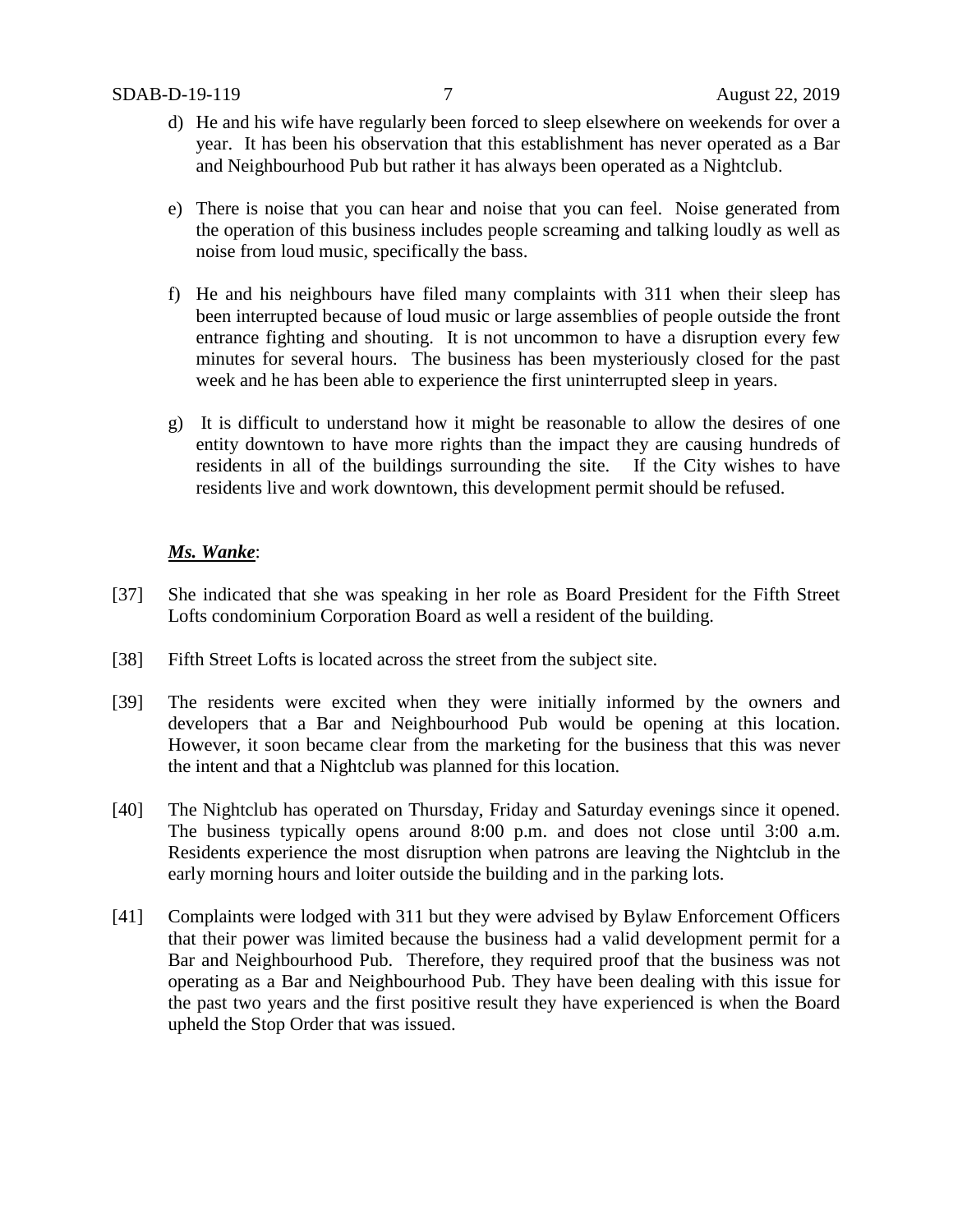d) He and his wife have regularly been forced to sleep elsewhere on weekends for over a year. It has been his observation that this establishment has never operated as a Bar and Neighbourhood Pub but rather it has always been operated as a Nightclub.

e) There is noise that you can hear and noise that you can feel. Noise generated from the operation of this business includes people screaming and talking loudly as well as noise from loud music, specifically the bass.

f) He and his neighbours have filed many complaints with 311 when their sleep has been interrupted because of loud music or large assemblies of people outside the front entrance fighting and shouting. It is not uncommon to have a disruption every few minutes for several hours. The business has been mysteriously closed for the past week and he has been able to experience the first uninterrupted sleep in years.

g) It is difficult to understand how it might be reasonable to allow the desires of one entity downtown to have more rights than the impact they are causing hundreds of residents in all of the buildings surrounding the site. If the City wishes to have residents live and work downtown, this development permit should be refused.

***Ms. Wanke***:

[37] She indicated that she was speaking in her role as Board President for the Fifth Street Lofts condominium Corporation Board as well a resident of the building.

[38] Fifth Street Lofts is located across the street from the subject site.

[39] The residents were excited when they were initially informed by the owners and developers that a Bar and Neighbourhood Pub would be opening at this location. However, it soon became clear from the marketing for the business that this was never the intent and that a Nightclub was planned for this location.

[40] The Nightclub has operated on Thursday, Friday and Saturday evenings since it opened. The business typically opens around 8:00 p.m. and does not close until 3:00 a.m. Residents experience the most disruption when patrons are leaving the Nightclub in the early morning hours and loiter outside the building and in the parking lots.

[41] Complaints were lodged with 311 but they were advised by Bylaw Enforcement Officers that their power was limited because the business had a valid development permit for a Bar and Neighbourhood Pub. Therefore, they required proof that the business was not operating as a Bar and Neighbourhood Pub. They have been dealing with this issue for the past two years and the first positive result they have experienced is when the Board upheld the Stop Order that was issued.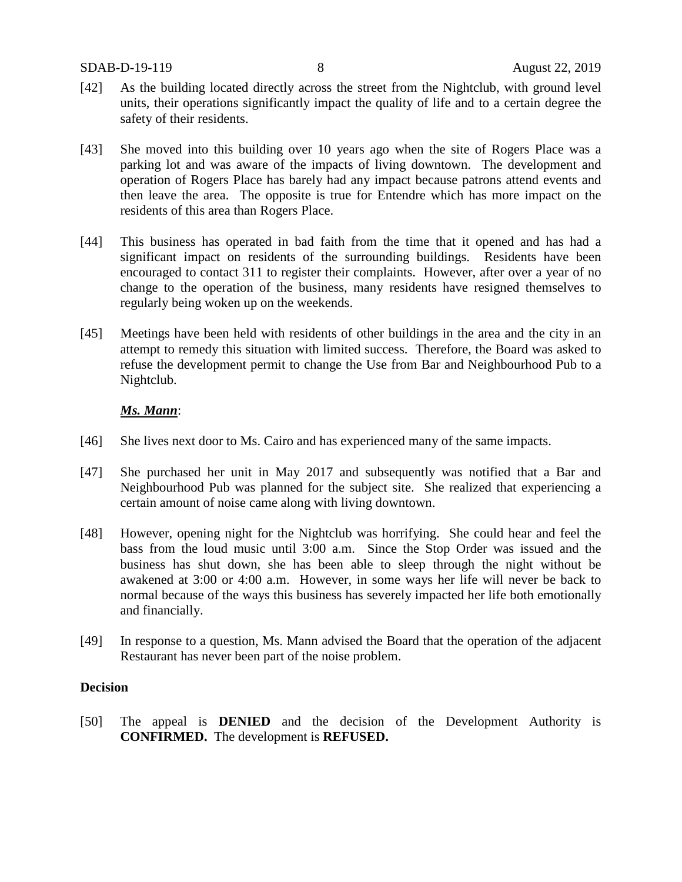[42] As the building located directly across the street from the Nightclub, with ground level units, their operations significantly impact the quality of life and to a certain degree the safety of their residents.

[43] She moved into this building over 10 years ago when the site of Rogers Place was a parking lot and was aware of the impacts of living downtown. The development and operation of Rogers Place has barely had any impact because patrons attend events and then leave the area. The opposite is true for Entendre which has more impact on the residents of this area than Rogers Place.

[44] This business has operated in bad faith from the time that it opened and has had a significant impact on residents of the surrounding buildings. Residents have been encouraged to contact 311 to register their complaints. However, after over a year of no change to the operation of the business, many residents have resigned themselves to regularly being woken up on the weekends.

[45] Meetings have been held with residents of other buildings in the area and the city in an attempt to remedy this situation with limited success. Therefore, the Board was asked to refuse the development permit to change the Use from Bar and Neighbourhood Pub to a Nightclub.

***Ms. Mann***:

[46] She lives next door to Ms. Cairo and has experienced many of the same impacts.

[47] She purchased her unit in May 2017 and subsequently was notified that a Bar and Neighbourhood Pub was planned for the subject site. She realized that experiencing a certain amount of noise came along with living downtown.

[48] However, opening night for the Nightclub was horrifying. She could hear and feel the bass from the loud music until 3:00 a.m. Since the Stop Order was issued and the business has shut down, she has been able to sleep through the night without be awakened at 3:00 or 4:00 a.m. However, in some ways her life will never be back to normal because of the ways this business has severely impacted her life both emotionally and financially.

[49] In response to a question, Ms. Mann advised the Board that the operation of the adjacent Restaurant has never been part of the noise problem.

**Decision**

[50] The appeal is **DENIED** and the decision of the Development Authority is **CONFIRMED.** The development is **REFUSED.**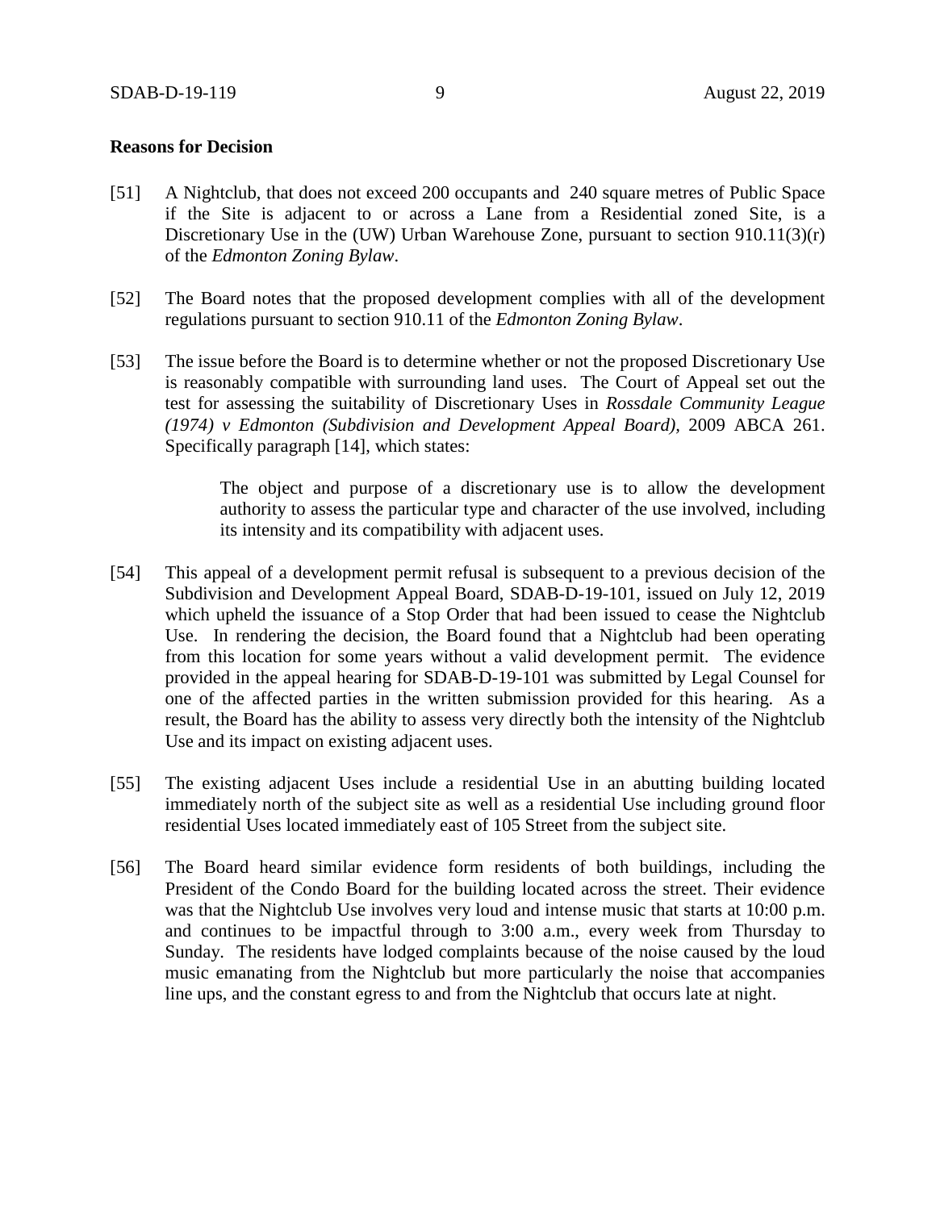**Reasons for Decision**

[51] A Nightclub, that does not exceed 200 occupants and 240 square metres of Public Space if the Site is adjacent to or across a Lane from a Residential zoned Site, is a Discretionary Use in the (UW) Urban Warehouse Zone, pursuant to section 910.11(3)(r) of the *Edmonton Zoning Bylaw*.

[52] The Board notes that the proposed development complies with all of the development regulations pursuant to section 910.11 of the *Edmonton Zoning Bylaw*.

[53] The issue before the Board is to determine whether or not the proposed Discretionary Use is reasonably compatible with surrounding land uses. The Court of Appeal set out the test for assessing the suitability of Discretionary Uses in *Rossdale Community League (1974) v Edmonton (Subdivision and Development Appeal Board)*, 2009 ABCA 261. Specifically paragraph [14], which states:

> The object and purpose of a discretionary use is to allow the development authority to assess the particular type and character of the use involved, including its intensity and its compatibility with adjacent uses.

[54] This appeal of a development permit refusal is subsequent to a previous decision of the Subdivision and Development Appeal Board, SDAB-D-19-101, issued on July 12, 2019 which upheld the issuance of a Stop Order that had been issued to cease the Nightclub Use. In rendering the decision, the Board found that a Nightclub had been operating from this location for some years without a valid development permit. The evidence provided in the appeal hearing for SDAB-D-19-101 was submitted by Legal Counsel for one of the affected parties in the written submission provided for this hearing. As a result, the Board has the ability to assess very directly both the intensity of the Nightclub Use and its impact on existing adjacent uses.

[55] The existing adjacent Uses include a residential Use in an abutting building located immediately north of the subject site as well as a residential Use including ground floor residential Uses located immediately east of 105 Street from the subject site.

[56] The Board heard similar evidence form residents of both buildings, including the President of the Condo Board for the building located across the street. Their evidence was that the Nightclub Use involves very loud and intense music that starts at 10:00 p.m. and continues to be impactful through to 3:00 a.m., every week from Thursday to Sunday. The residents have lodged complaints because of the noise caused by the loud music emanating from the Nightclub but more particularly the noise that accompanies line ups, and the constant egress to and from the Nightclub that occurs late at night.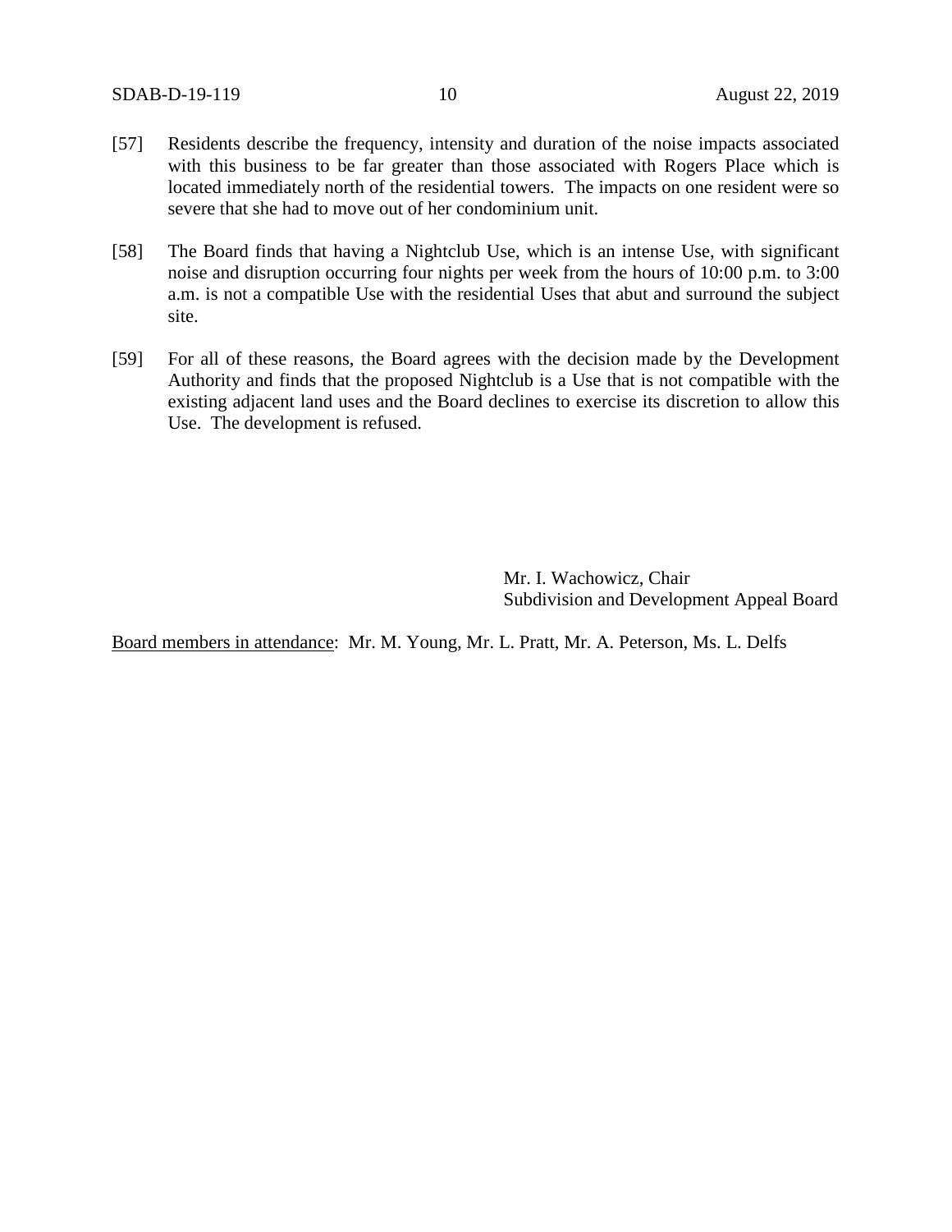[57] Residents describe the frequency, intensity and duration of the noise impacts associated with this business to be far greater than those associated with Rogers Place which is located immediately north of the residential towers. The impacts on one resident were so severe that she had to move out of her condominium unit.

[58] The Board finds that having a Nightclub Use, which is an intense Use, with significant noise and disruption occurring four nights per week from the hours of 10:00 p.m. to 3:00 a.m. is not a compatible Use with the residential Uses that abut and surround the subject site.

[59] For all of these reasons, the Board agrees with the decision made by the Development Authority and finds that the proposed Nightclub is a Use that is not compatible with the existing adjacent land uses and the Board declines to exercise its discretion to allow this Use. The development is refused.

Mr. I. Wachowicz, Chair
Subdivision and Development Appeal Board

Board members in attendance: Mr. M. Young, Mr. L. Pratt, Mr. A. Peterson, Ms. L. Delfs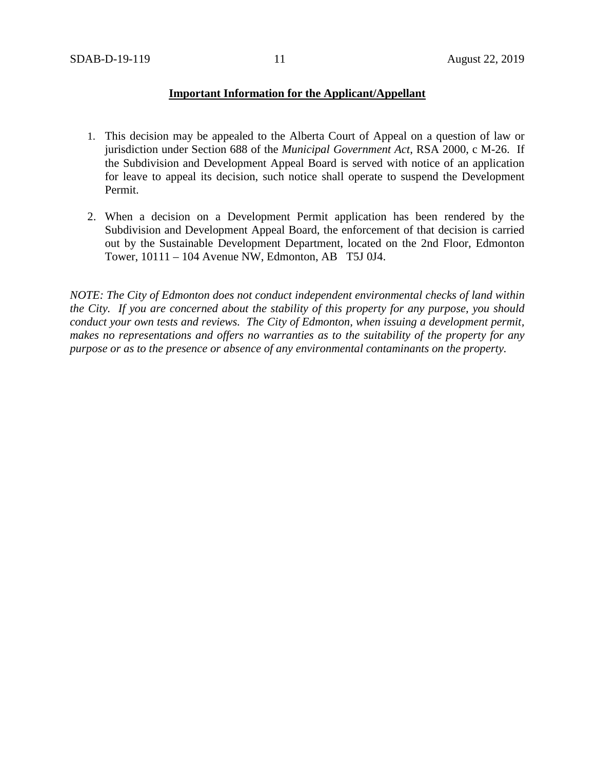**Important Information for the Applicant/Appellant**

1. This decision may be appealed to the Alberta Court of Appeal on a question of law or jurisdiction under Section 688 of the *Municipal Government Act*, RSA 2000, c M-26. If the Subdivision and Development Appeal Board is served with notice of an application for leave to appeal its decision, such notice shall operate to suspend the Development Permit.

2. When a decision on a Development Permit application has been rendered by the Subdivision and Development Appeal Board, the enforcement of that decision is carried out by the Sustainable Development Department, located on the 2nd Floor, Edmonton Tower, 10111 – 104 Avenue NW, Edmonton, AB T5J 0J4.

*NOTE: The City of Edmonton does not conduct independent environmental checks of land within the City. If you are concerned about the stability of this property for any purpose, you should conduct your own tests and reviews. The City of Edmonton, when issuing a development permit, makes no representations and offers no warranties as to the suitability of the property for any purpose or as to the presence or absence of any environmental contaminants on the property.*